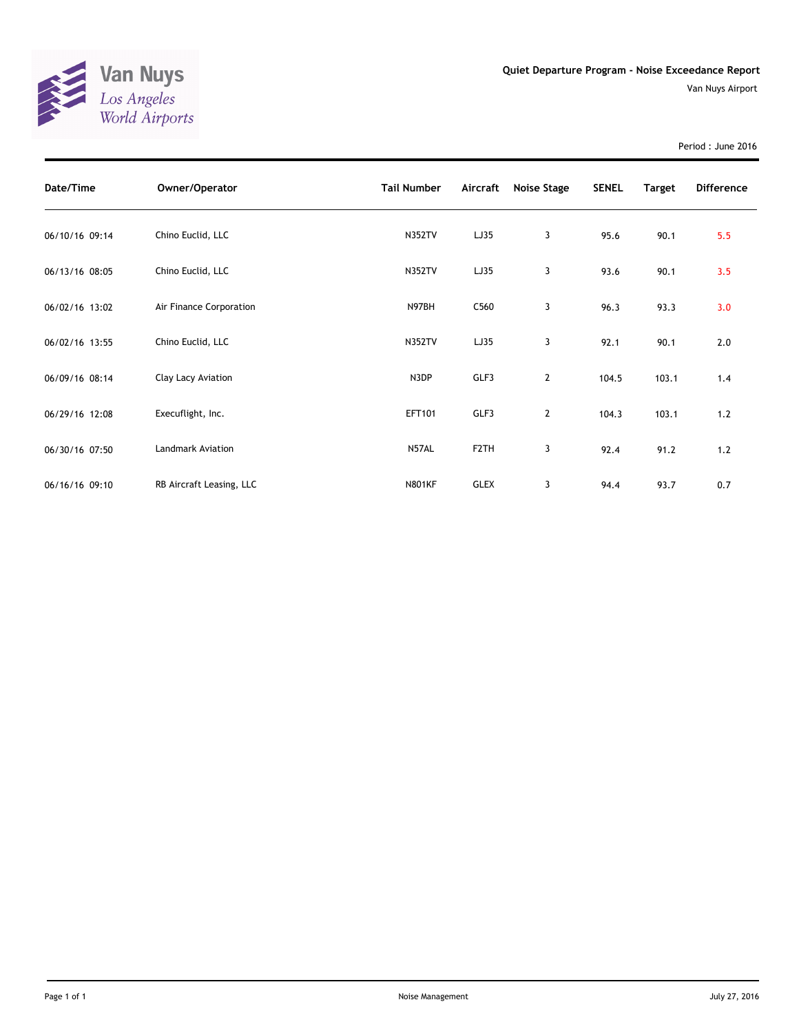Van Nuys
Los Angeles World Airports

# Quiet Departure Program - Noise Exceedance Report

Van Nuys Airport

Period : June 2016

| Date/Time | Owner/Operator | Tail Number | Aircraft | Noise Stage | SENEL | Target | Difference |
|---|---|---|---|---|---|---|---|
| 06/10/16 09:14 | Chino Euclid, LLC | N352TV | LJ35 | 3 | 95.6 | 90.1 | 5.5 |
| 06/13/16 08:05 | Chino Euclid, LLC | N352TV | LJ35 | 3 | 93.6 | 90.1 | 3.5 |
| 06/02/16 13:02 | Air Finance Corporation | N97BH | C560 | 3 | 96.3 | 93.3 | 3.0 |
| 06/02/16 13:55 | Chino Euclid, LLC | N352TV | LJ35 | 3 | 92.1 | 90.1 | 2.0 |
| 06/09/16 08:14 | Clay Lacy Aviation | N3DP | GLF3 | 2 | 104.5 | 103.1 | 1.4 |
| 06/29/16 12:08 | Execuflight, Inc. | EFT101 | GLF3 | 2 | 104.3 | 103.1 | 1.2 |
| 06/30/16 07:50 | Landmark Aviation | N57AL | F2TH | 3 | 92.4 | 91.2 | 1.2 |
| 06/16/16 09:10 | RB Aircraft Leasing, LLC | N801KF | GLEX | 3 | 94.4 | 93.7 | 0.7 |

Noise Management

July 27, 2016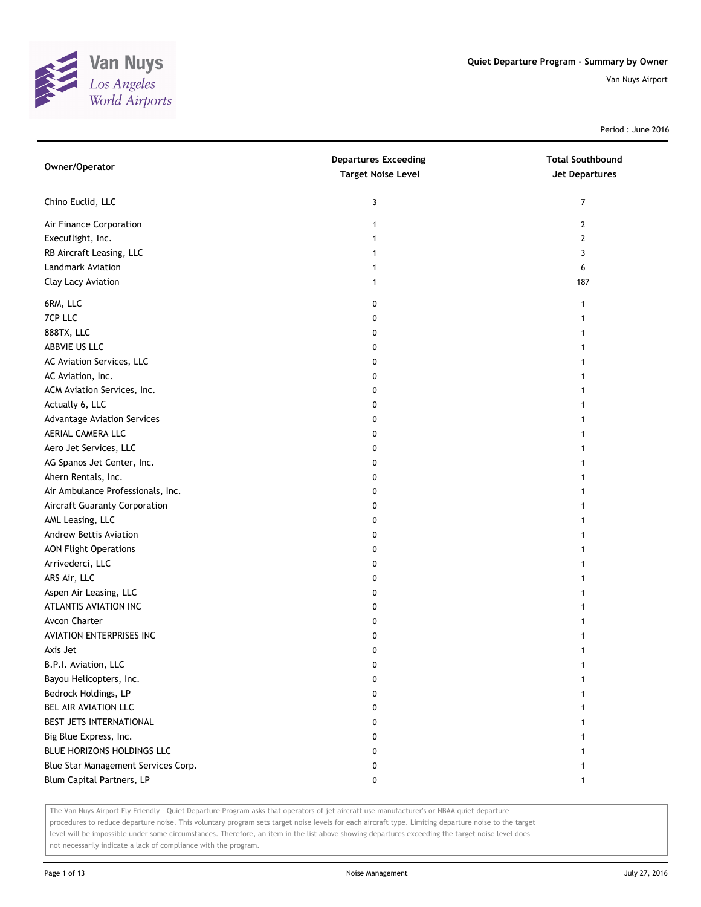Van Nuys
*Los Angeles World Airports*

## Quiet Departure Program - Summary by Owner

Van Nuys Airport

Period : June 2016

| Owner/Operator | Departures Exceeding Target Noise Level | Total Southbound Jet Departures |
|---|---|---|
| Chino Euclid, LLC | 3 | 7 |
| Air Finance Corporation | 1 | 2 |
| Execuflight, Inc. | 1 | 2 |
| RB Aircraft Leasing, LLC | 1 | 3 |
| Landmark Aviation | 1 | 6 |
| Clay Lacy Aviation | 1 | 187 |
| 6RM, LLC | 0 | 1 |
| 7CP LLC | 0 | 1 |
| 888TX, LLC | 0 | 1 |
| ABBVIE US LLC | 0 | 1 |
| AC Aviation Services, LLC | 0 | 1 |
| AC Aviation, Inc. | 0 | 1 |
| ACM Aviation Services, Inc. | 0 | 1 |
| Actually 6, LLC | 0 | 1 |
| Advantage Aviation Services | 0 | 1 |
| AERIAL CAMERA LLC | 0 | 1 |
| Aero Jet Services, LLC | 0 | 1 |
| AG Spanos Jet Center, Inc. | 0 | 1 |
| Ahern Rentals, Inc. | 0 | 1 |
| Air Ambulance Professionals, Inc. | 0 | 1 |
| Aircraft Guaranty Corporation | 0 | 1 |
| AML Leasing, LLC | 0 | 1 |
| Andrew Bettis Aviation | 0 | 1 |
| AON Flight Operations | 0 | 1 |
| Arrivederci, LLC | 0 | 1 |
| ARS Air, LLC | 0 | 1 |
| Aspen Air Leasing, LLC | 0 | 1 |
| ATLANTIS AVIATION INC | 0 | 1 |
| Avcon Charter | 0 | 1 |
| AVIATION ENTERPRISES INC | 0 | 1 |
| Axis Jet | 0 | 1 |
| B.P.I. Aviation, LLC | 0 | 1 |
| Bayou Helicopters, Inc. | 0 | 1 |
| Bedrock Holdings, LP | 0 | 1 |
| BEL AIR AVIATION LLC | 0 | 1 |
| BEST JETS INTERNATIONAL | 0 | 1 |
| Big Blue Express, Inc. | 0 | 1 |
| BLUE HORIZONS HOLDINGS LLC | 0 | 1 |
| Blue Star Management Services Corp. | 0 | 1 |
| Blum Capital Partners, LP | 0 | 1 |

The Van Nuys Airport Fly Friendly - Quiet Departure Program asks that operators of jet aircraft use manufacturer's or NBAA quiet departure procedures to reduce departure noise. This voluntary program sets target noise levels for each aircraft type. Limiting departure noise to the target level will be impossible under some circumstances. Therefore, an item in the list above showing departures exceeding the target noise level does not necessarily indicate a lack of compliance with the program.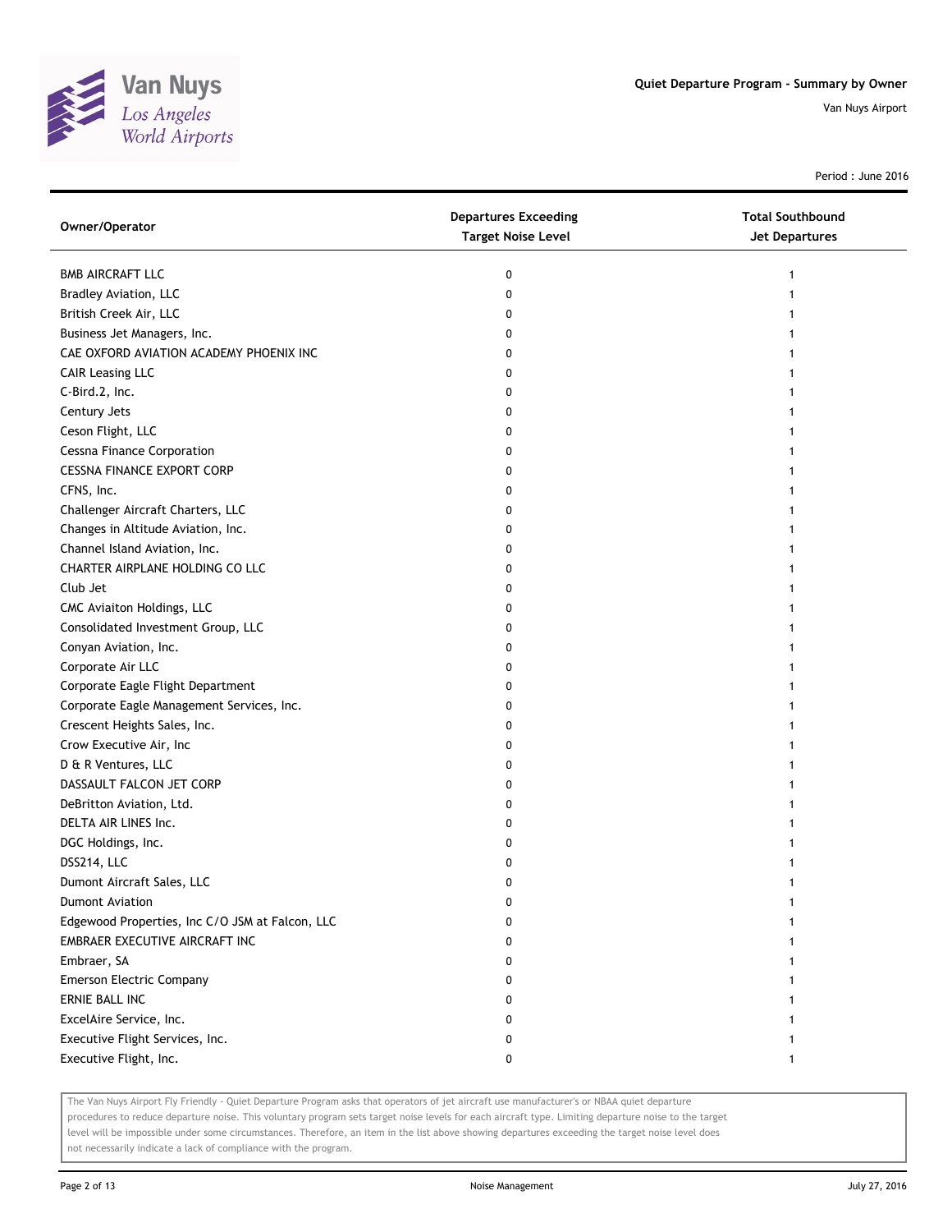Quiet Departure Program - Summary by Owner

Van Nuys Airport

Period : June 2016

| Owner/Operator | Departures Exceeding Target Noise Level | Total Southbound Jet Departures |
|---|---|---|
| BMB AIRCRAFT LLC | 0 | 1 |
| Bradley Aviation, LLC | 0 | 1 |
| British Creek Air, LLC | 0 | 1 |
| Business Jet Managers, Inc. | 0 | 1 |
| CAE OXFORD AVIATION ACADEMY PHOENIX INC | 0 | 1 |
| CAIR Leasing LLC | 0 | 1 |
| C-Bird.2, Inc. | 0 | 1 |
| Century Jets | 0 | 1 |
| Ceson Flight, LLC | 0 | 1 |
| Cessna Finance Corporation | 0 | 1 |
| CESSNA FINANCE EXPORT CORP | 0 | 1 |
| CFNS, Inc. | 0 | 1 |
| Challenger Aircraft Charters, LLC | 0 | 1 |
| Changes in Altitude Aviation, Inc. | 0 | 1 |
| Channel Island Aviation, Inc. | 0 | 1 |
| CHARTER AIRPLANE HOLDING CO LLC | 0 | 1 |
| Club Jet | 0 | 1 |
| CMC Aviaiton Holdings, LLC | 0 | 1 |
| Consolidated Investment Group, LLC | 0 | 1 |
| Conyan Aviation, Inc. | 0 | 1 |
| Corporate Air LLC | 0 | 1 |
| Corporate Eagle Flight Department | 0 | 1 |
| Corporate Eagle Management Services, Inc. | 0 | 1 |
| Crescent Heights Sales, Inc. | 0 | 1 |
| Crow Executive Air, Inc | 0 | 1 |
| D & R Ventures, LLC | 0 | 1 |
| DASSAULT FALCON JET CORP | 0 | 1 |
| DeBritton Aviation, Ltd. | 0 | 1 |
| DELTA AIR LINES Inc. | 0 | 1 |
| DGC Holdings, Inc. | 0 | 1 |
| DSS214, LLC | 0 | 1 |
| Dumont Aircraft Sales, LLC | 0 | 1 |
| Dumont Aviation | 0 | 1 |
| Edgewood Properties, Inc C/O JSM at Falcon, LLC | 0 | 1 |
| EMBRAER EXECUTIVE AIRCRAFT INC | 0 | 1 |
| Embraer, SA | 0 | 1 |
| Emerson Electric Company | 0 | 1 |
| ERNIE BALL INC | 0 | 1 |
| ExcelAire Service, Inc. | 0 | 1 |
| Executive Flight Services, Inc. | 0 | 1 |
| Executive Flight, Inc. | 0 | 1 |

The Van Nuys Airport Fly Friendly - Quiet Departure Program asks that operators of jet aircraft use manufacturer's or NBAA quiet departure procedures to reduce departure noise. This voluntary program sets target noise levels for each aircraft type. Limiting departure noise to the target level will be impossible under some circumstances. Therefore, an item in the list above showing departures exceeding the target noise level does not necessarily indicate a lack of compliance with the program.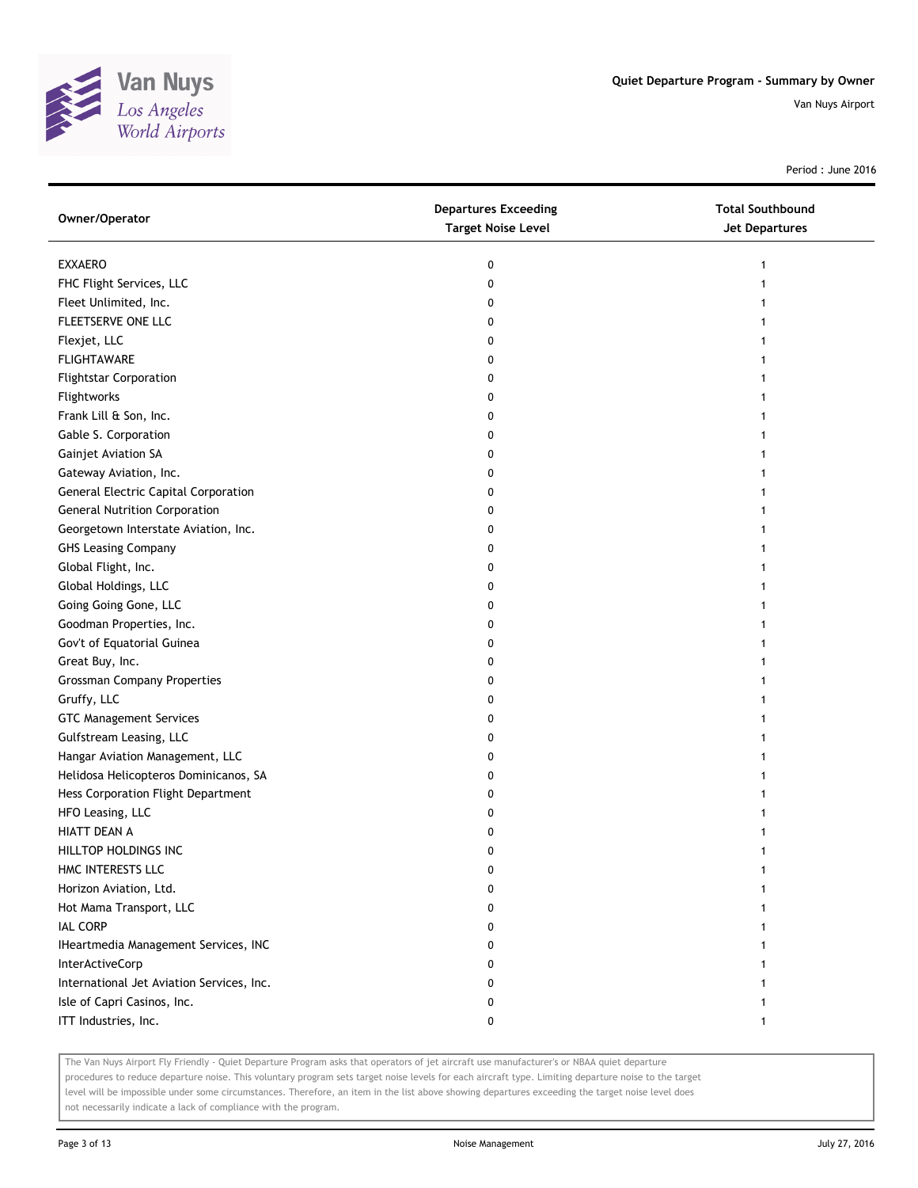Quiet Departure Program - Summary by Owner

Van Nuys Airport

Period : June 2016

| Owner/Operator | Departures Exceeding Target Noise Level | Total Southbound Jet Departures |
|---|---|---|
| EXXAERO | 0 | 1 |
| FHC Flight Services, LLC | 0 | 1 |
| Fleet Unlimited, Inc. | 0 | 1 |
| FLEETSERVE ONE LLC | 0 | 1 |
| Flexjet, LLC | 0 | 1 |
| FLIGHTAWARE | 0 | 1 |
| Flightstar Corporation | 0 | 1 |
| Flightworks | 0 | 1 |
| Frank Lill & Son, Inc. | 0 | 1 |
| Gable S. Corporation | 0 | 1 |
| Gainjet Aviation SA | 0 | 1 |
| Gateway Aviation, Inc. | 0 | 1 |
| General Electric Capital Corporation | 0 | 1 |
| General Nutrition Corporation | 0 | 1 |
| Georgetown Interstate Aviation, Inc. | 0 | 1 |
| GHS Leasing Company | 0 | 1 |
| Global Flight, Inc. | 0 | 1 |
| Global Holdings, LLC | 0 | 1 |
| Going Going Gone, LLC | 0 | 1 |
| Goodman Properties, Inc. | 0 | 1 |
| Gov't of Equatorial Guinea | 0 | 1 |
| Great Buy, Inc. | 0 | 1 |
| Grossman Company Properties | 0 | 1 |
| Gruffy, LLC | 0 | 1 |
| GTC Management Services | 0 | 1 |
| Gulfstream Leasing, LLC | 0 | 1 |
| Hangar Aviation Management, LLC | 0 | 1 |
| Helidosa Helicopteros Dominicanos, SA | 0 | 1 |
| Hess Corporation Flight Department | 0 | 1 |
| HFO Leasing, LLC | 0 | 1 |
| HIATT DEAN A | 0 | 1 |
| HILLTOP HOLDINGS INC | 0 | 1 |
| HMC INTERESTS LLC | 0 | 1 |
| Horizon Aviation, Ltd. | 0 | 1 |
| Hot Mama Transport, LLC | 0 | 1 |
| IAL CORP | 0 | 1 |
| IHeartmedia Management Services, INC | 0 | 1 |
| InterActiveCorp | 0 | 1 |
| International Jet Aviation Services, Inc. | 0 | 1 |
| Isle of Capri Casinos, Inc. | 0 | 1 |
| ITT Industries, Inc. | 0 | 1 |

The Van Nuys Airport Fly Friendly - Quiet Departure Program asks that operators of jet aircraft use manufacturer's or NBAA quiet departure procedures to reduce departure noise. This voluntary program sets target noise levels for each aircraft type. Limiting departure noise to the target level will be impossible under some circumstances. Therefore, an item in the list above showing departures exceeding the target noise level does not necessarily indicate a lack of compliance with the program.

Noise Management

July 27, 2016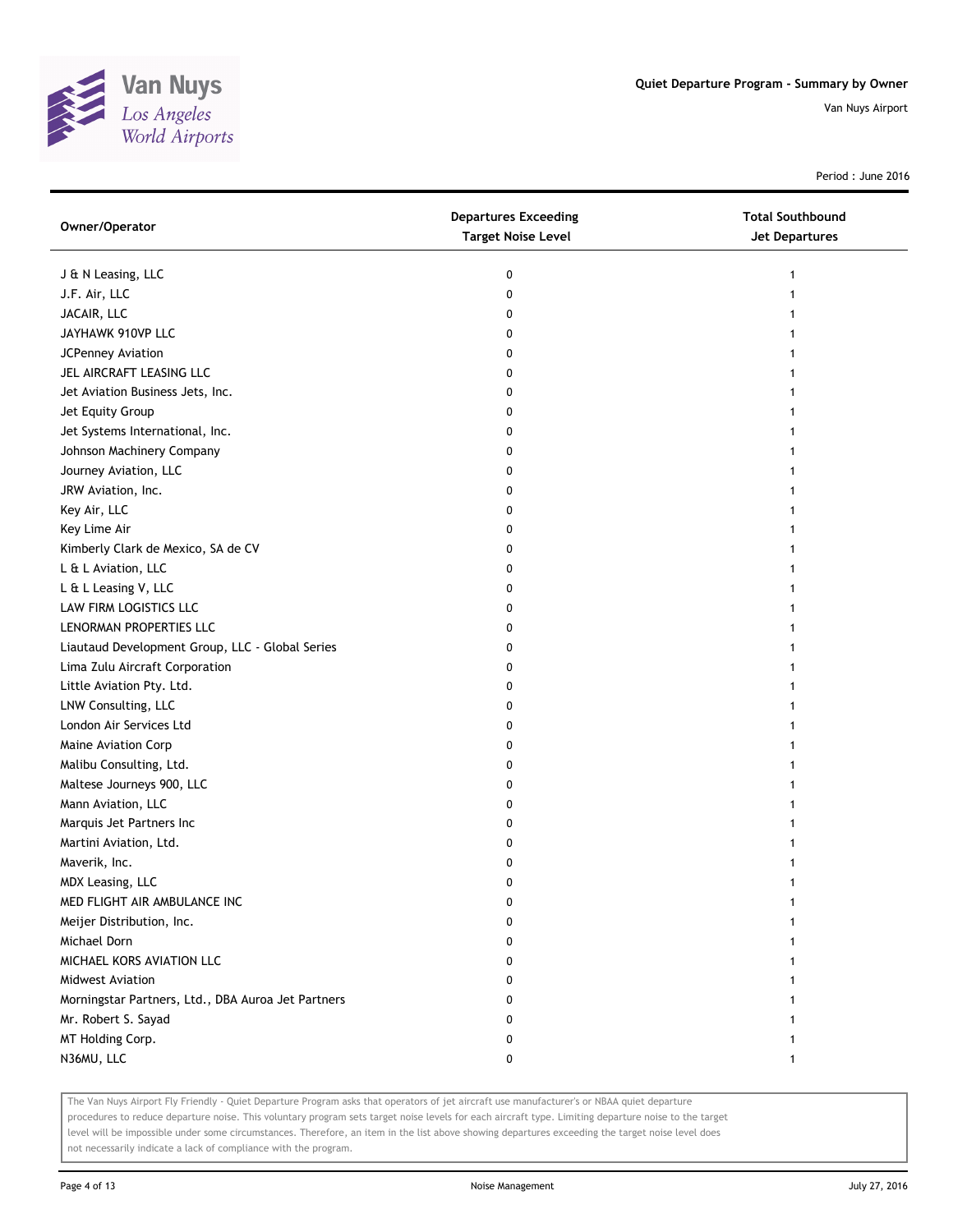## Quiet Departure Program - Summary by Owner

Van Nuys Airport

Period : June 2016

| Owner/Operator | Departures Exceeding Target Noise Level | Total Southbound Jet Departures |
|---|---|---|
| J & N Leasing, LLC | 0 | 1 |
| J.F. Air, LLC | 0 | 1 |
| JACAIR, LLC | 0 | 1 |
| JAYHAWK 910VP LLC | 0 | 1 |
| JCPenney Aviation | 0 | 1 |
| JEL AIRCRAFT LEASING LLC | 0 | 1 |
| Jet Aviation Business Jets, Inc. | 0 | 1 |
| Jet Equity Group | 0 | 1 |
| Jet Systems International, Inc. | 0 | 1 |
| Johnson Machinery Company | 0 | 1 |
| Journey Aviation, LLC | 0 | 1 |
| JRW Aviation, Inc. | 0 | 1 |
| Key Air, LLC | 0 | 1 |
| Key Lime Air | 0 | 1 |
| Kimberly Clark de Mexico, SA de CV | 0 | 1 |
| L & L Aviation, LLC | 0 | 1 |
| L & L Leasing V, LLC | 0 | 1 |
| LAW FIRM LOGISTICS LLC | 0 | 1 |
| LENORMAN PROPERTIES LLC | 0 | 1 |
| Liautaud Development Group, LLC - Global Series | 0 | 1 |
| Lima Zulu Aircraft Corporation | 0 | 1 |
| Little Aviation Pty. Ltd. | 0 | 1 |
| LNW Consulting, LLC | 0 | 1 |
| London Air Services Ltd | 0 | 1 |
| Maine Aviation Corp | 0 | 1 |
| Malibu Consulting, Ltd. | 0 | 1 |
| Maltese Journeys 900, LLC | 0 | 1 |
| Mann Aviation, LLC | 0 | 1 |
| Marquis Jet Partners Inc | 0 | 1 |
| Martini Aviation, Ltd. | 0 | 1 |
| Maverik, Inc. | 0 | 1 |
| MDX Leasing, LLC | 0 | 1 |
| MED FLIGHT AIR AMBULANCE INC | 0 | 1 |
| Meijer Distribution, Inc. | 0 | 1 |
| Michael Dorn | 0 | 1 |
| MICHAEL KORS AVIATION LLC | 0 | 1 |
| Midwest Aviation | 0 | 1 |
| Morningstar Partners, Ltd., DBA Auroa Jet Partners | 0 | 1 |
| Mr. Robert S. Sayad | 0 | 1 |
| MT Holding Corp. | 0 | 1 |
| N36MU, LLC | 0 | 1 |

The Van Nuys Airport Fly Friendly - Quiet Departure Program asks that operators of jet aircraft use manufacturer's or NBAA quiet departure procedures to reduce departure noise. This voluntary program sets target noise levels for each aircraft type. Limiting departure noise to the target level will be impossible under some circumstances. Therefore, an item in the list above showing departures exceeding the target noise level does not necessarily indicate a lack of compliance with the program.

Noise Management

July 27, 2016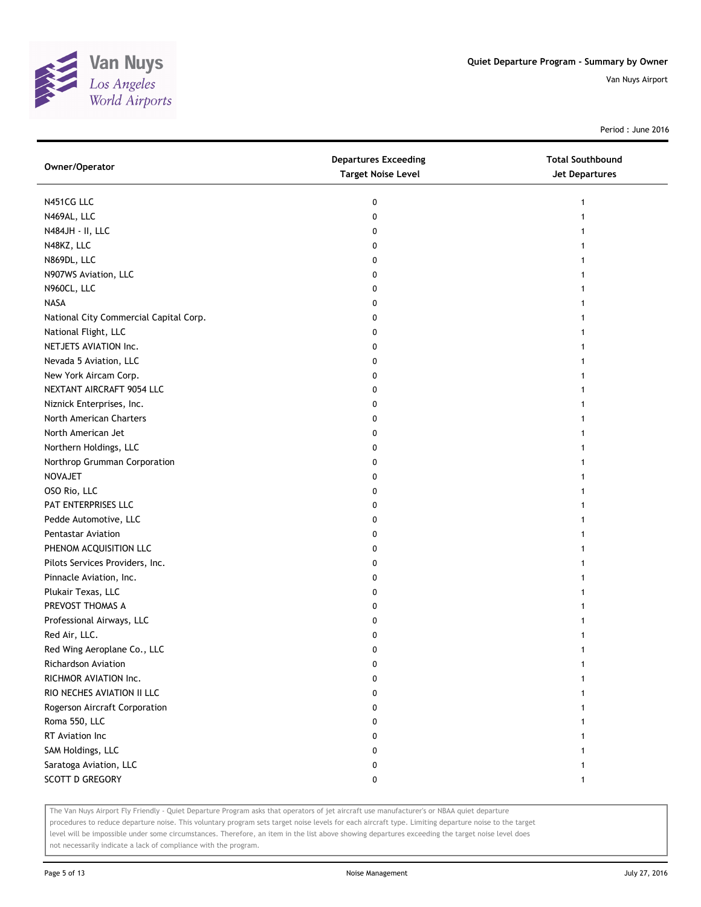# Quiet Departure Program - Summary by Owner

Van Nuys Airport

Period : June 2016

| Owner/Operator | Departures Exceeding Target Noise Level | Total Southbound Jet Departures |
|---|---|---|
| N451CG LLC | 0 | 1 |
| N469AL, LLC | 0 | 1 |
| N484JH - II, LLC | 0 | 1 |
| N48KZ, LLC | 0 | 1 |
| N869DL, LLC | 0 | 1 |
| N907WS Aviation, LLC | 0 | 1 |
| N960CL, LLC | 0 | 1 |
| NASA | 0 | 1 |
| National City Commercial Capital Corp. | 0 | 1 |
| National Flight, LLC | 0 | 1 |
| NETJETS AVIATION Inc. | 0 | 1 |
| Nevada 5 Aviation, LLC | 0 | 1 |
| New York Aircam Corp. | 0 | 1 |
| NEXTANT AIRCRAFT 9054 LLC | 0 | 1 |
| Niznick Enterprises, Inc. | 0 | 1 |
| North American Charters | 0 | 1 |
| North American Jet | 0 | 1 |
| Northern Holdings, LLC | 0 | 1 |
| Northrop Grumman Corporation | 0 | 1 |
| NOVAJET | 0 | 1 |
| OSO Rio, LLC | 0 | 1 |
| PAT ENTERPRISES LLC | 0 | 1 |
| Pedde Automotive, LLC | 0 | 1 |
| Pentastar Aviation | 0 | 1 |
| PHENOM ACQUISITION LLC | 0 | 1 |
| Pilots Services Providers, Inc. | 0 | 1 |
| Pinnacle Aviation, Inc. | 0 | 1 |
| Plukair Texas, LLC | 0 | 1 |
| PREVOST THOMAS A | 0 | 1 |
| Professional Airways, LLC | 0 | 1 |
| Red Air, LLC. | 0 | 1 |
| Red Wing Aeroplane Co., LLC | 0 | 1 |
| Richardson Aviation | 0 | 1 |
| RICHMOR AVIATION Inc. | 0 | 1 |
| RIO NECHES AVIATION II LLC | 0 | 1 |
| Rogerson Aircraft Corporation | 0 | 1 |
| Roma 550, LLC | 0 | 1 |
| RT Aviation Inc | 0 | 1 |
| SAM Holdings, LLC | 0 | 1 |
| Saratoga Aviation, LLC | 0 | 1 |
| SCOTT D GREGORY | 0 | 1 |

The Van Nuys Airport Fly Friendly - Quiet Departure Program asks that operators of jet aircraft use manufacturer's or NBAA quiet departure procedures to reduce departure noise. This voluntary program sets target noise levels for each aircraft type. Limiting departure noise to the target level will be impossible under some circumstances. Therefore, an item in the list above showing departures exceeding the target noise level does not necessarily indicate a lack of compliance with the program.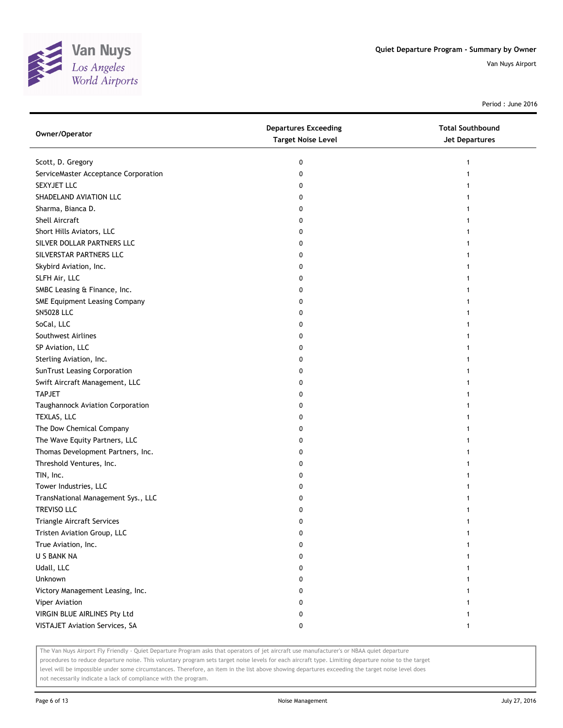# Quiet Departure Program - Summary by Owner

Van Nuys Airport

Period : June 2016

| Owner/Operator | Departures Exceeding Target Noise Level | Total Southbound Jet Departures |
|---|---|---|
| Scott, D. Gregory | 0 | 1 |
| ServiceMaster Acceptance Corporation | 0 | 1 |
| SEXYJET LLC | 0 | 1 |
| SHADELAND AVIATION LLC | 0 | 1 |
| Sharma, Bianca D. | 0 | 1 |
| Shell Aircraft | 0 | 1 |
| Short Hills Aviators, LLC | 0 | 1 |
| SILVER DOLLAR PARTNERS LLC | 0 | 1 |
| SILVERSTAR PARTNERS LLC | 0 | 1 |
| Skybird Aviation, Inc. | 0 | 1 |
| SLFH Air, LLC | 0 | 1 |
| SMBC Leasing & Finance, Inc. | 0 | 1 |
| SME Equipment Leasing Company | 0 | 1 |
| SN5028 LLC | 0 | 1 |
| SoCal, LLC | 0 | 1 |
| Southwest Airlines | 0 | 1 |
| SP Aviation, LLC | 0 | 1 |
| Sterling Aviation, Inc. | 0 | 1 |
| SunTrust Leasing Corporation | 0 | 1 |
| Swift Aircraft Management, LLC | 0 | 1 |
| TAPJET | 0 | 1 |
| Taughannock Aviation Corporation | 0 | 1 |
| TEXLAS, LLC | 0 | 1 |
| The Dow Chemical Company | 0 | 1 |
| The Wave Equity Partners, LLC | 0 | 1 |
| Thomas Development Partners, Inc. | 0 | 1 |
| Threshold Ventures, Inc. | 0 | 1 |
| TIN, Inc. | 0 | 1 |
| Tower Industries, LLC | 0 | 1 |
| TransNational Management Sys., LLC | 0 | 1 |
| TREVISO LLC | 0 | 1 |
| Triangle Aircraft Services | 0 | 1 |
| Tristen Aviation Group, LLC | 0 | 1 |
| True Aviation, Inc. | 0 | 1 |
| U S BANK NA | 0 | 1 |
| Udall, LLC | 0 | 1 |
| Unknown | 0 | 1 |
| Victory Management Leasing, Inc. | 0 | 1 |
| Viper Aviation | 0 | 1 |
| VIRGIN BLUE AIRLINES Pty Ltd | 0 | 1 |
| VISTAJET Aviation Services, SA | 0 | 1 |

The Van Nuys Airport Fly Friendly - Quiet Departure Program asks that operators of jet aircraft use manufacturer's or NBAA quiet departure procedures to reduce departure noise. This voluntary program sets target noise levels for each aircraft type. Limiting departure noise to the target level will be impossible under some circumstances. Therefore, an item in the list above showing departures exceeding the target noise level does not necessarily indicate a lack of compliance with the program.

Noise Management

July 27, 2016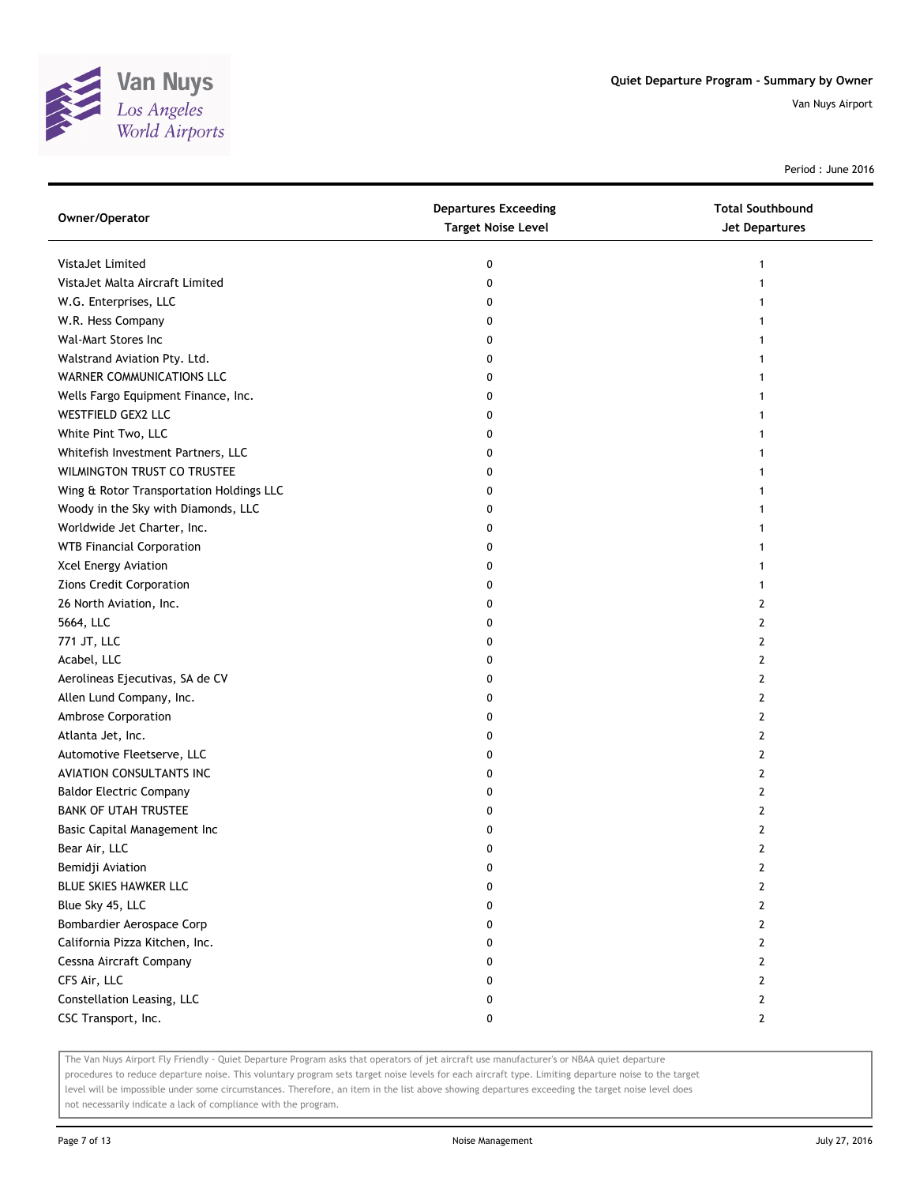| Owner/Operator | Departures Exceeding Target Noise Level | Total Southbound Jet Departures |
|---|---|---|
| VistaJet Limited | 0 | 1 |
| VistaJet Malta Aircraft Limited | 0 | 1 |
| W.G. Enterprises, LLC | 0 | 1 |
| W.R. Hess Company | 0 | 1 |
| Wal-Mart Stores Inc | 0 | 1 |
| Walstrand Aviation Pty. Ltd. | 0 | 1 |
| WARNER COMMUNICATIONS LLC | 0 | 1 |
| Wells Fargo Equipment Finance, Inc. | 0 | 1 |
| WESTFIELD GEX2 LLC | 0 | 1 |
| White Pint Two, LLC | 0 | 1 |
| Whitefish Investment Partners, LLC | 0 | 1 |
| WILMINGTON TRUST CO TRUSTEE | 0 | 1 |
| Wing & Rotor Transportation Holdings LLC | 0 | 1 |
| Woody in the Sky with Diamonds, LLC | 0 | 1 |
| Worldwide Jet Charter, Inc. | 0 | 1 |
| WTB Financial Corporation | 0 | 1 |
| Xcel Energy Aviation | 0 | 1 |
| Zions Credit Corporation | 0 | 1 |
| 26 North Aviation, Inc. | 0 | 2 |
| 5664, LLC | 0 | 2 |
| 771 JT, LLC | 0 | 2 |
| Acabel, LLC | 0 | 2 |
| Aerolineas Ejecutivas, SA de CV | 0 | 2 |
| Allen Lund Company, Inc. | 0 | 2 |
| Ambrose Corporation | 0 | 2 |
| Atlanta Jet, Inc. | 0 | 2 |
| Automotive Fleetserve, LLC | 0 | 2 |
| AVIATION CONSULTANTS INC | 0 | 2 |
| Baldor Electric Company | 0 | 2 |
| BANK OF UTAH TRUSTEE | 0 | 2 |
| Basic Capital Management Inc | 0 | 2 |
| Bear Air, LLC | 0 | 2 |
| Bemidji Aviation | 0 | 2 |
| BLUE SKIES HAWKER LLC | 0 | 2 |
| Blue Sky 45, LLC | 0 | 2 |
| Bombardier Aerospace Corp | 0 | 2 |
| California Pizza Kitchen, Inc. | 0 | 2 |
| Cessna Aircraft Company | 0 | 2 |
| CFS Air, LLC | 0 | 2 |
| Constellation Leasing, LLC | 0 | 2 |
| CSC Transport, Inc. | 0 | 2 |

The Van Nuys Airport Fly Friendly - Quiet Departure Program asks that operators of jet aircraft use manufacturer's or NBAA quiet departure procedures to reduce departure noise. This voluntary program sets target noise levels for each aircraft type. Limiting departure noise to the target level will be impossible under some circumstances. Therefore, an item in the list above showing departures exceeding the target noise level does not necessarily indicate a lack of compliance with the program.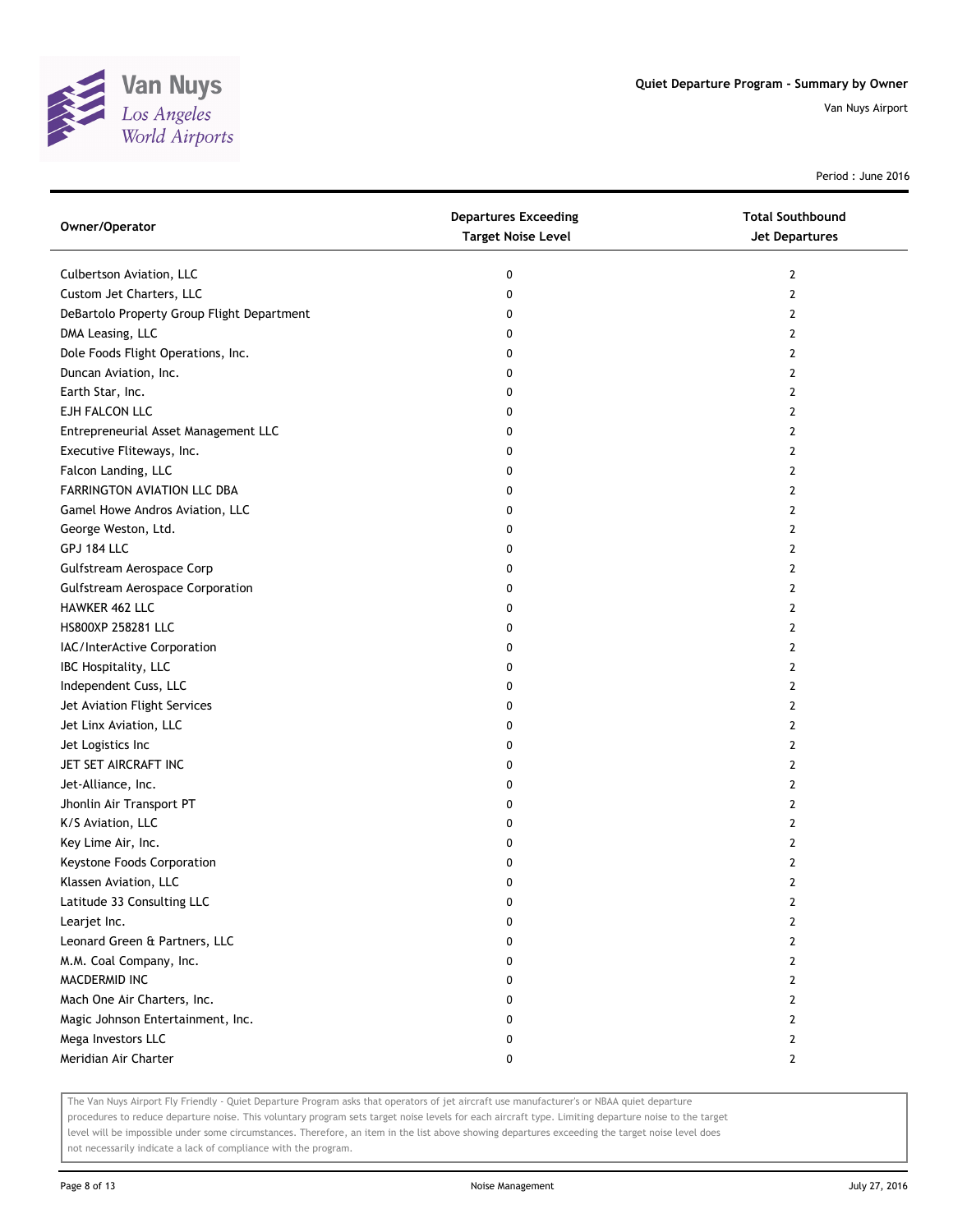## Quiet Departure Program - Summary by Owner

Van Nuys Airport

Period : June 2016

| Owner/Operator | Departures Exceeding Target Noise Level | Total Southbound Jet Departures |
|---|---|---|
| Culbertson Aviation, LLC | 0 | 2 |
| Custom Jet Charters, LLC | 0 | 2 |
| DeBartolo Property Group Flight Department | 0 | 2 |
| DMA Leasing, LLC | 0 | 2 |
| Dole Foods Flight Operations, Inc. | 0 | 2 |
| Duncan Aviation, Inc. | 0 | 2 |
| Earth Star, Inc. | 0 | 2 |
| EJH FALCON LLC | 0 | 2 |
| Entrepreneurial Asset Management LLC | 0 | 2 |
| Executive Fliteways, Inc. | 0 | 2 |
| Falcon Landing, LLC | 0 | 2 |
| FARRINGTON AVIATION LLC DBA | 0 | 2 |
| Gamel Howe Andros Aviation, LLC | 0 | 2 |
| George Weston, Ltd. | 0 | 2 |
| GPJ 184 LLC | 0 | 2 |
| Gulfstream Aerospace Corp | 0 | 2 |
| Gulfstream Aerospace Corporation | 0 | 2 |
| HAWKER 462 LLC | 0 | 2 |
| HS800XP 258281 LLC | 0 | 2 |
| IAC/InterActive Corporation | 0 | 2 |
| IBC Hospitality, LLC | 0 | 2 |
| Independent Cuss, LLC | 0 | 2 |
| Jet Aviation Flight Services | 0 | 2 |
| Jet Linx Aviation, LLC | 0 | 2 |
| Jet Logistics Inc | 0 | 2 |
| JET SET AIRCRAFT INC | 0 | 2 |
| Jet-Alliance, Inc. | 0 | 2 |
| Jhonlin Air Transport PT | 0 | 2 |
| K/S Aviation, LLC | 0 | 2 |
| Key Lime Air, Inc. | 0 | 2 |
| Keystone Foods Corporation | 0 | 2 |
| Klassen Aviation, LLC | 0 | 2 |
| Latitude 33 Consulting LLC | 0 | 2 |
| Learjet Inc. | 0 | 2 |
| Leonard Green & Partners, LLC | 0 | 2 |
| M.M. Coal Company, Inc. | 0 | 2 |
| MACDERMID INC | 0 | 2 |
| Mach One Air Charters, Inc. | 0 | 2 |
| Magic Johnson Entertainment, Inc. | 0 | 2 |
| Mega Investors LLC | 0 | 2 |
| Meridian Air Charter | 0 | 2 |

The Van Nuys Airport Fly Friendly - Quiet Departure Program asks that operators of jet aircraft use manufacturer's or NBAA quiet departure procedures to reduce departure noise. This voluntary program sets target noise levels for each aircraft type. Limiting departure noise to the target level will be impossible under some circumstances. Therefore, an item in the list above showing departures exceeding the target noise level does not necessarily indicate a lack of compliance with the program.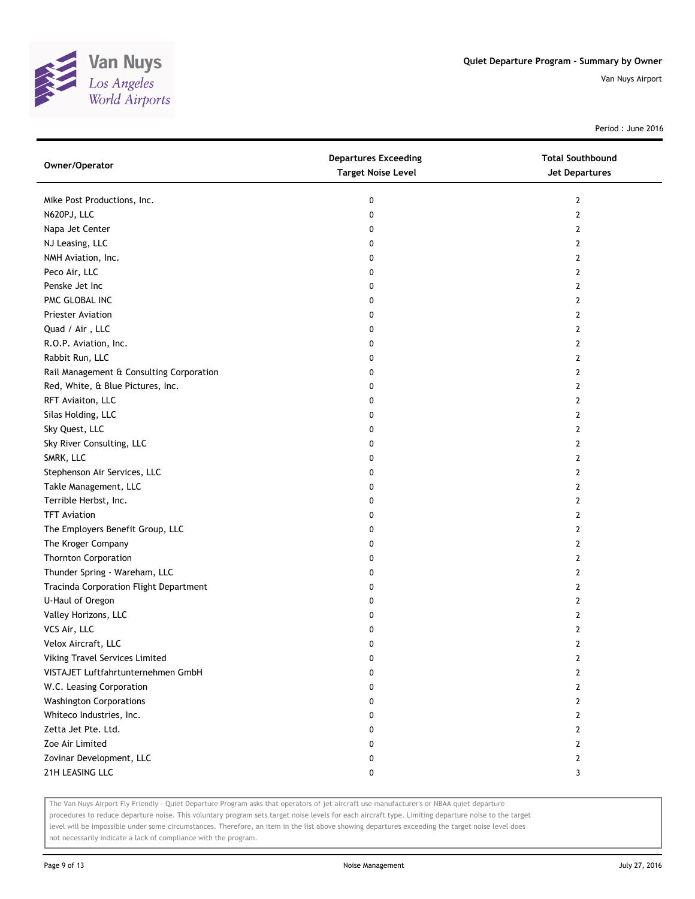# Quiet Departure Program - Summary by Owner

Van Nuys Airport

Period : June 2016

| Owner/Operator | Departures Exceeding Target Noise Level | Total Southbound Jet Departures |
|---|---|---|
| Mike Post Productions, Inc. | 0 | 2 |
| N620PJ, LLC | 0 | 2 |
| Napa Jet Center | 0 | 2 |
| NJ Leasing, LLC | 0 | 2 |
| NMH Aviation, Inc. | 0 | 2 |
| Peco Air, LLC | 0 | 2 |
| Penske Jet Inc | 0 | 2 |
| PMC GLOBAL INC | 0 | 2 |
| Priester Aviation | 0 | 2 |
| Quad / Air , LLC | 0 | 2 |
| R.O.P. Aviation, Inc. | 0 | 2 |
| Rabbit Run, LLC | 0 | 2 |
| Rail Management & Consulting Corporation | 0 | 2 |
| Red, White, & Blue Pictures, Inc. | 0 | 2 |
| RFT Aviaiton, LLC | 0 | 2 |
| Silas Holding, LLC | 0 | 2 |
| Sky Quest, LLC | 0 | 2 |
| Sky River Consulting, LLC | 0 | 2 |
| SMRK, LLC | 0 | 2 |
| Stephenson Air Services, LLC | 0 | 2 |
| Takle Management, LLC | 0 | 2 |
| Terrible Herbst, Inc. | 0 | 2 |
| TFT Aviation | 0 | 2 |
| The Employers Benefit Group, LLC | 0 | 2 |
| The Kroger Company | 0 | 2 |
| Thornton Corporation | 0 | 2 |
| Thunder Spring - Wareham, LLC | 0 | 2 |
| Tracinda Corporation Flight Department | 0 | 2 |
| U-Haul of Oregon | 0 | 2 |
| Valley Horizons, LLC | 0 | 2 |
| VCS Air, LLC | 0 | 2 |
| Velox Aircraft, LLC | 0 | 2 |
| Viking Travel Services Limited | 0 | 2 |
| VISTAJET Luftfahrtunternehmen GmbH | 0 | 2 |
| W.C. Leasing Corporation | 0 | 2 |
| Washington Corporations | 0 | 2 |
| Whiteco Industries, Inc. | 0 | 2 |
| Zetta Jet Pte. Ltd. | 0 | 2 |
| Zoe Air Limited | 0 | 2 |
| Zovinar Development, LLC | 0 | 2 |
| 21H LEASING LLC | 0 | 3 |

The Van Nuys Airport Fly Friendly - Quiet Departure Program asks that operators of jet aircraft use manufacturer's or NBAA quiet departure procedures to reduce departure noise. This voluntary program sets target noise levels for each aircraft type. Limiting departure noise to the target level will be impossible under some circumstances. Therefore, an item in the list above showing departures exceeding the target noise level does not necessarily indicate a lack of compliance with the program.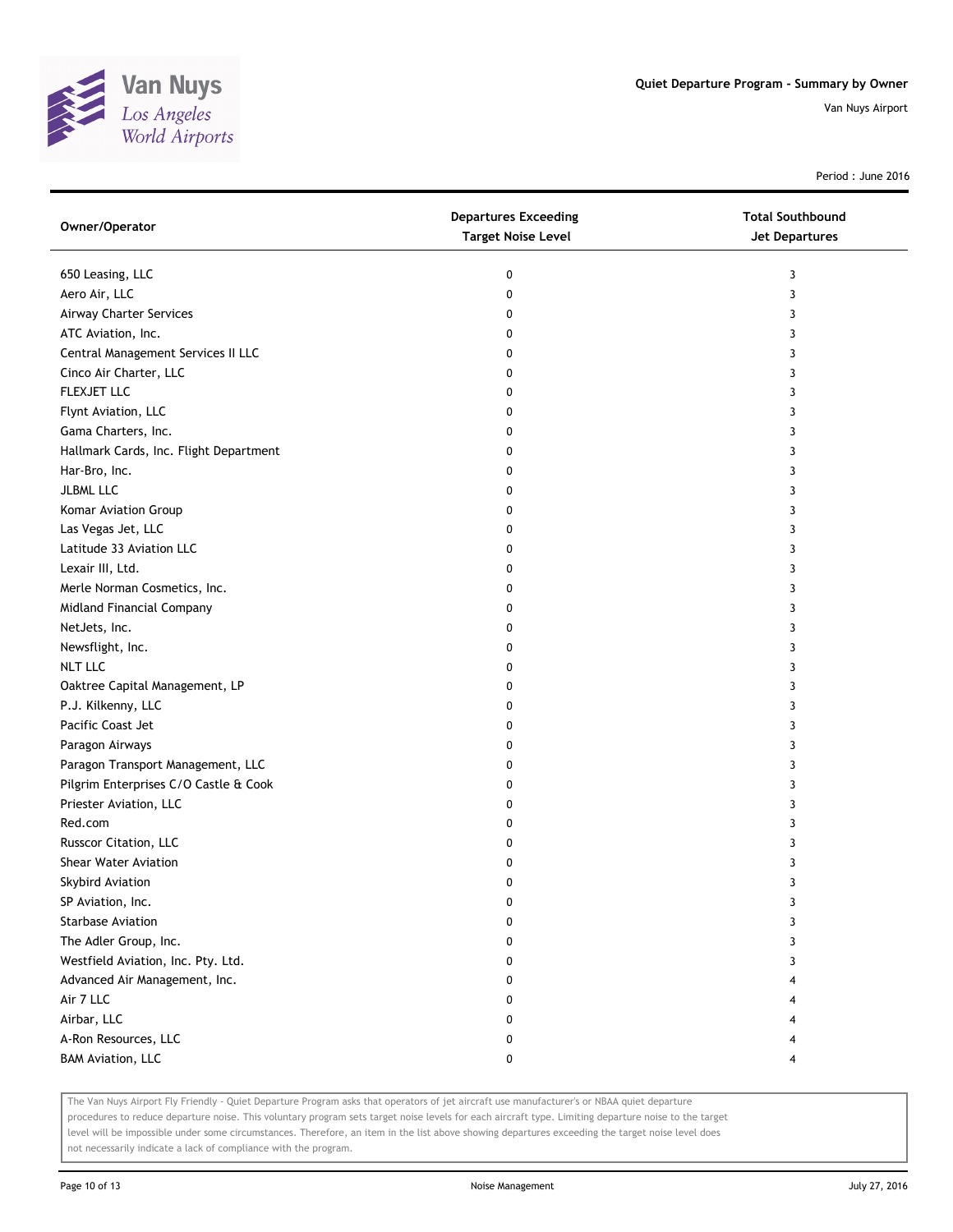Quiet Departure Program - Summary by Owner

Van Nuys Airport

Period : June 2016

| Owner/Operator | Departures Exceeding Target Noise Level | Total Southbound Jet Departures |
|---|---|---|
| 650 Leasing, LLC | 0 | 3 |
| Aero Air, LLC | 0 | 3 |
| Airway Charter Services | 0 | 3 |
| ATC Aviation, Inc. | 0 | 3 |
| Central Management Services II LLC | 0 | 3 |
| Cinco Air Charter, LLC | 0 | 3 |
| FLEXJET LLC | 0 | 3 |
| Flynt Aviation, LLC | 0 | 3 |
| Gama Charters, Inc. | 0 | 3 |
| Hallmark Cards, Inc. Flight Department | 0 | 3 |
| Har-Bro, Inc. | 0 | 3 |
| JLBML LLC | 0 | 3 |
| Komar Aviation Group | 0 | 3 |
| Las Vegas Jet, LLC | 0 | 3 |
| Latitude 33 Aviation LLC | 0 | 3 |
| Lexair III, Ltd. | 0 | 3 |
| Merle Norman Cosmetics, Inc. | 0 | 3 |
| Midland Financial Company | 0 | 3 |
| NetJets, Inc. | 0 | 3 |
| Newsflight, Inc. | 0 | 3 |
| NLT LLC | 0 | 3 |
| Oaktree Capital Management, LP | 0 | 3 |
| P.J. Kilkenny, LLC | 0 | 3 |
| Pacific Coast Jet | 0 | 3 |
| Paragon Airways | 0 | 3 |
| Paragon Transport Management, LLC | 0 | 3 |
| Pilgrim Enterprises C/O Castle & Cook | 0 | 3 |
| Priester Aviation, LLC | 0 | 3 |
| Red.com | 0 | 3 |
| Russcor Citation, LLC | 0 | 3 |
| Shear Water Aviation | 0 | 3 |
| Skybird Aviation | 0 | 3 |
| SP Aviation, Inc. | 0 | 3 |
| Starbase Aviation | 0 | 3 |
| The Adler Group, Inc. | 0 | 3 |
| Westfield Aviation, Inc. Pty. Ltd. | 0 | 3 |
| Advanced Air Management, Inc. | 0 | 4 |
| Air 7 LLC | 0 | 4 |
| Airbar, LLC | 0 | 4 |
| A-Ron Resources, LLC | 0 | 4 |
| BAM Aviation, LLC | 0 | 4 |

The Van Nuys Airport Fly Friendly - Quiet Departure Program asks that operators of jet aircraft use manufacturer's or NBAA quiet departure procedures to reduce departure noise. This voluntary program sets target noise levels for each aircraft type. Limiting departure noise to the target level will be impossible under some circumstances. Therefore, an item in the list above showing departures exceeding the target noise level does not necessarily indicate a lack of compliance with the program.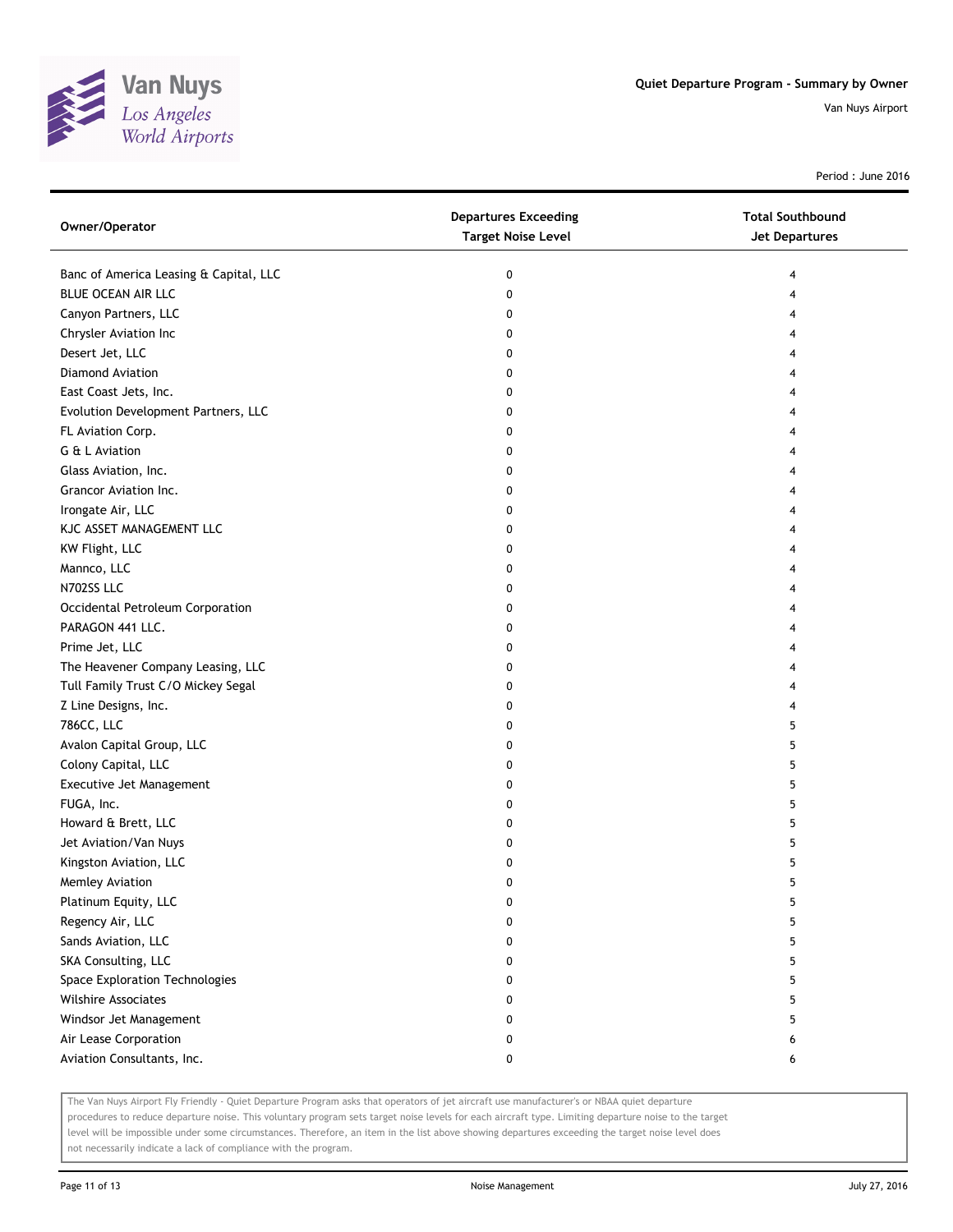# Quiet Departure Program - Summary by Owner

Van Nuys Airport

Period : June 2016

| Owner/Operator | Departures Exceeding Target Noise Level | Total Southbound Jet Departures |
|---|---|---|
| Banc of America Leasing & Capital, LLC | 0 | 4 |
| BLUE OCEAN AIR LLC | 0 | 4 |
| Canyon Partners, LLC | 0 | 4 |
| Chrysler Aviation Inc | 0 | 4 |
| Desert Jet, LLC | 0 | 4 |
| Diamond Aviation | 0 | 4 |
| East Coast Jets, Inc. | 0 | 4 |
| Evolution Development Partners, LLC | 0 | 4 |
| FL Aviation Corp. | 0 | 4 |
| G & L Aviation | 0 | 4 |
| Glass Aviation, Inc. | 0 | 4 |
| Grancor Aviation Inc. | 0 | 4 |
| Irongate Air, LLC | 0 | 4 |
| KJC ASSET MANAGEMENT LLC | 0 | 4 |
| KW Flight, LLC | 0 | 4 |
| Mannco, LLC | 0 | 4 |
| N702SS LLC | 0 | 4 |
| Occidental Petroleum Corporation | 0 | 4 |
| PARAGON 441 LLC. | 0 | 4 |
| Prime Jet, LLC | 0 | 4 |
| The Heavener Company Leasing, LLC | 0 | 4 |
| Tull Family Trust C/O Mickey Segal | 0 | 4 |
| Z Line Designs, Inc. | 0 | 4 |
| 786CC, LLC | 0 | 5 |
| Avalon Capital Group, LLC | 0 | 5 |
| Colony Capital, LLC | 0 | 5 |
| Executive Jet Management | 0 | 5 |
| FUGA, Inc. | 0 | 5 |
| Howard & Brett, LLC | 0 | 5 |
| Jet Aviation/Van Nuys | 0 | 5 |
| Kingston Aviation, LLC | 0 | 5 |
| Memley Aviation | 0 | 5 |
| Platinum Equity, LLC | 0 | 5 |
| Regency Air, LLC | 0 | 5 |
| Sands Aviation, LLC | 0 | 5 |
| SKA Consulting, LLC | 0 | 5 |
| Space Exploration Technologies | 0 | 5 |
| Wilshire Associates | 0 | 5 |
| Windsor Jet Management | 0 | 5 |
| Air Lease Corporation | 0 | 6 |
| Aviation Consultants, Inc. | 0 | 6 |

The Van Nuys Airport Fly Friendly - Quiet Departure Program asks that operators of jet aircraft use manufacturer's or NBAA quiet departure procedures to reduce departure noise. This voluntary program sets target noise levels for each aircraft type. Limiting departure noise to the target level will be impossible under some circumstances. Therefore, an item in the list above showing departures exceeding the target noise level does not necessarily indicate a lack of compliance with the program.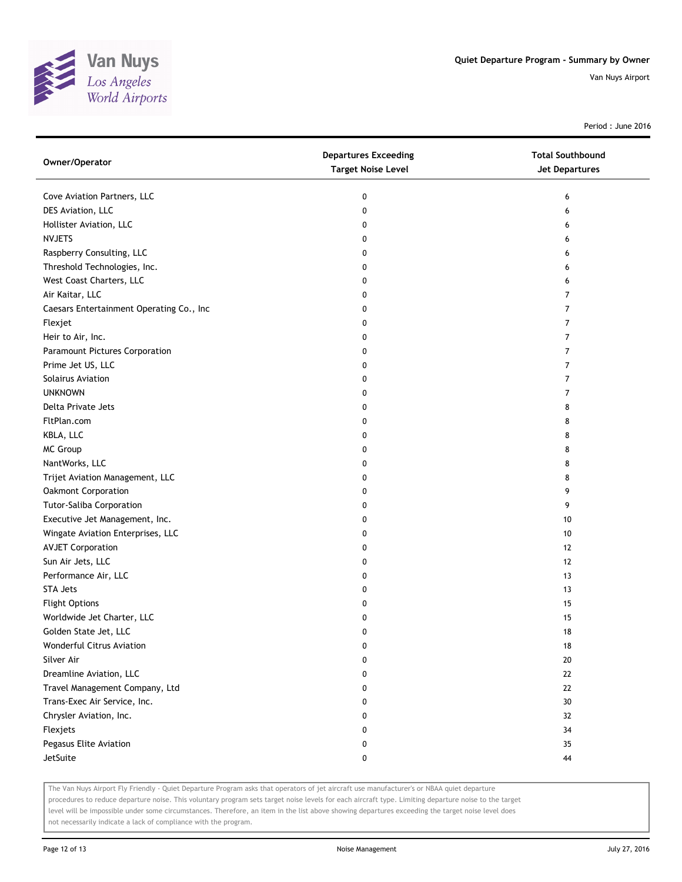# Quiet Departure Program - Summary by Owner

Van Nuys Airport

Period : June 2016

| Owner/Operator | Departures Exceeding Target Noise Level | Total Southbound Jet Departures |
|---|---|---|
| Cove Aviation Partners, LLC | 0 | 6 |
| DES Aviation, LLC | 0 | 6 |
| Hollister Aviation, LLC | 0 | 6 |
| NVJETS | 0 | 6 |
| Raspberry Consulting, LLC | 0 | 6 |
| Threshold Technologies, Inc. | 0 | 6 |
| West Coast Charters, LLC | 0 | 6 |
| Air Kaitar, LLC | 0 | 7 |
| Caesars Entertainment Operating Co., Inc | 0 | 7 |
| Flexjet | 0 | 7 |
| Heir to Air, Inc. | 0 | 7 |
| Paramount Pictures Corporation | 0 | 7 |
| Prime Jet US, LLC | 0 | 7 |
| Solairus Aviation | 0 | 7 |
| UNKNOWN | 0 | 7 |
| Delta Private Jets | 0 | 8 |
| FltPlan.com | 0 | 8 |
| KBLA, LLC | 0 | 8 |
| MC Group | 0 | 8 |
| NantWorks, LLC | 0 | 8 |
| Trijet Aviation Management, LLC | 0 | 8 |
| Oakmont Corporation | 0 | 9 |
| Tutor-Saliba Corporation | 0 | 9 |
| Executive Jet Management, Inc. | 0 | 10 |
| Wingate Aviation Enterprises, LLC | 0 | 10 |
| AVJET Corporation | 0 | 12 |
| Sun Air Jets, LLC | 0 | 12 |
| Performance Air, LLC | 0 | 13 |
| STA Jets | 0 | 13 |
| Flight Options | 0 | 15 |
| Worldwide Jet Charter, LLC | 0 | 15 |
| Golden State Jet, LLC | 0 | 18 |
| Wonderful Citrus Aviation | 0 | 18 |
| Silver Air | 0 | 20 |
| Dreamline Aviation, LLC | 0 | 22 |
| Travel Management Company, Ltd | 0 | 22 |
| Trans-Exec Air Service, Inc. | 0 | 30 |
| Chrysler Aviation, Inc. | 0 | 32 |
| Flexjets | 0 | 34 |
| Pegasus Elite Aviation | 0 | 35 |
| JetSuite | 0 | 44 |

The Van Nuys Airport Fly Friendly - Quiet Departure Program asks that operators of jet aircraft use manufacturer's or NBAA quiet departure procedures to reduce departure noise. This voluntary program sets target noise levels for each aircraft type. Limiting departure noise to the target level will be impossible under some circumstances. Therefore, an item in the list above showing departures exceeding the target noise level does not necessarily indicate a lack of compliance with the program.

Noise Management

July 27, 2016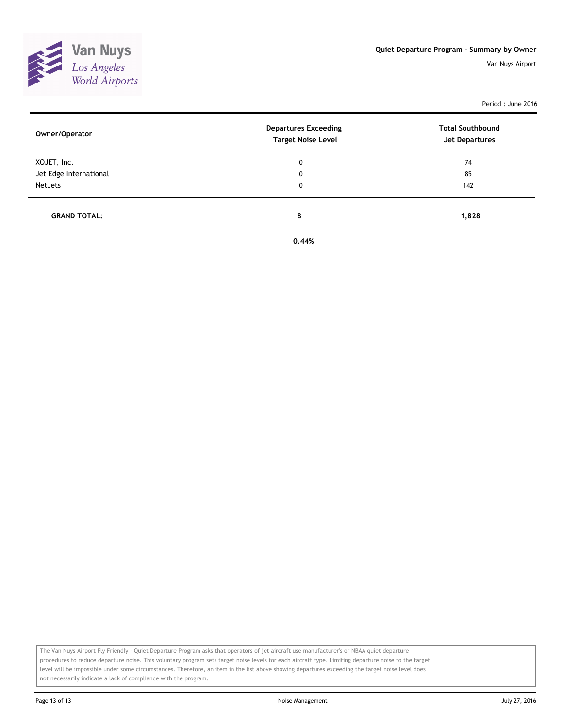| Owner/Operator | Departures Exceeding Target Noise Level | Total Southbound Jet Departures |
|---|---|---|
| XOJET, Inc. | 0 | 74 |
| Jet Edge International | 0 | 85 |
| NetJets | 0 | 142 |
| **GRAND TOTAL:** | **8** | **1,828** |
| | **0.44%** | |

The Van Nuys Airport Fly Friendly - Quiet Departure Program asks that operators of jet aircraft use manufacturer's or NBAA quiet departure procedures to reduce departure noise. This voluntary program sets target noise levels for each aircraft type. Limiting departure noise to the target level will be impossible under some circumstances. Therefore, an item in the list above showing departures exceeding the target noise level does not necessarily indicate a lack of compliance with the program.